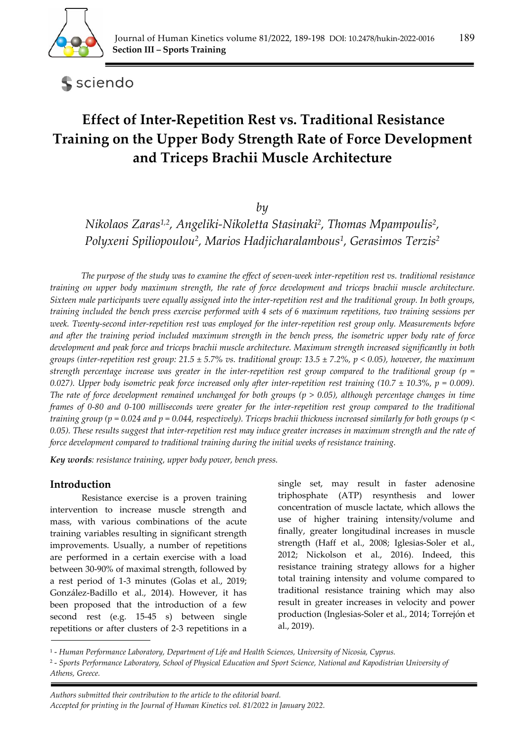# Effect of Inter-Repetition Rest vs. Traditional Resistance Training on the Upper Body Strength Rate of Force Development and Triceps Brachii Muscle Architecture

*by*

*Nikolaos Zaras[1,2], Angeliki-Nikoletta Stasinaki[2], Thomas Mpampoulis[2], Polyxeni Spiliopoulou[2], Marios Hadjicharalambous[1], Gerasimos Terzis[2]*

*The purpose of the study was to examine the effect of seven-week inter-repetition rest vs. traditional resistance training on upper body maximum strength, the rate of force development and triceps brachii muscle architecture. Sixteen male participants were equally assigned into the inter-repetition rest and the traditional group. In both groups, training included the bench press exercise performed with 4 sets of 6 maximum repetitions, two training sessions per week. Twenty-second inter-repetition rest was employed for the inter-repetition rest group only. Measurements before and after the training period included maximum strength in the bench press, the isometric upper body rate of force development and peak force and triceps brachii muscle architecture. Maximum strength increased significantly in both groups (inter-repetition rest group: 21.5 ± 5.7% vs. traditional group: 13.5 ± 7.2%, $p < 0.05$), however, the maximum strength percentage increase was greater in the inter-repetition rest group compared to the traditional group ($p = 0.027$). Upper body isometric peak force increased only after inter-repetition rest training (10.7 ± 10.3%, $p = 0.009$). The rate of force development remained unchanged for both groups ($p > 0.05$), although percentage changes in time frames of 0-80 and 0-100 milliseconds were greater for the inter-repetition rest group compared to the traditional training group ($p = 0.024$ and $p = 0.044$, respectively). Triceps brachii thickness increased similarly for both groups ($p < 0.05$). These results suggest that inter-repetition rest may induce greater increases in maximum strength and the rate of force development compared to traditional training during the initial weeks of resistance training.*

***Key words**: resistance training, upper body power, bench press.*

## Introduction

Resistance exercise is a proven training intervention to increase muscle strength and mass, with various combinations of the acute training variables resulting in significant strength improvements. Usually, a number of repetitions are performed in a certain exercise with a load between 30-90% of maximal strength, followed by a rest period of 1-3 minutes (Golas et al., 2019; González-Badillo et al., 2014). However, it has been proposed that the introduction of a few second rest (e.g. 15-45 s) between single repetitions or after clusters of 2-3 repetitions in a single set, may result in faster adenosine triphosphate (ATP) resynthesis and lower concentration of muscle lactate, which allows the use of higher training intensity/volume and finally, greater longitudinal increases in muscle strength (Haff et al., 2008; Iglesias-Soler et al., 2012; Nickolson et al., 2016). Indeed, this resistance training strategy allows for a higher total training intensity and volume compared to traditional resistance training which may also result in greater increases in velocity and power production (Inglesias-Soler et al., 2014; Torrejón et al., 2019).

[1] - *Human Performance Laboratory, Department of Life and Health Sciences, University of Nicosia, Cyprus.*
[2] - *Sports Performance Laboratory, School of Physical Education and Sport Science, National and Kapodistrian University of Athens, Greece.*

*Authors submitted their contribution to the article to the editorial board.*
*Accepted for printing in the Journal of Human Kinetics vol. 81/2022 in January 2022.*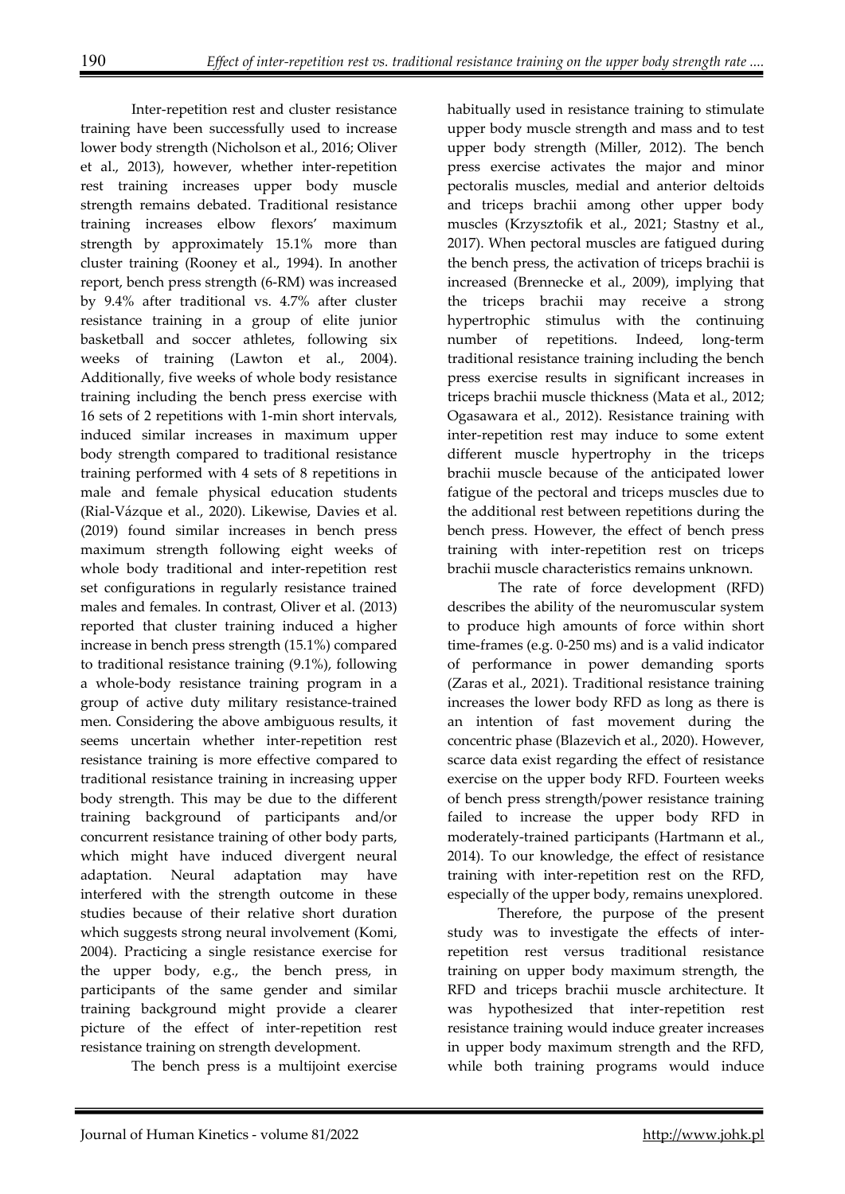Inter-repetition rest and cluster resistance training have been successfully used to increase lower body strength (Nicholson et al., 2016; Oliver et al., 2013), however, whether inter-repetition rest training increases upper body muscle strength remains debated. Traditional resistance training increases elbow flexors' maximum strength by approximately 15.1% more than cluster training (Rooney et al., 1994). In another report, bench press strength (6-RM) was increased by 9.4% after traditional vs. 4.7% after cluster resistance training in a group of elite junior basketball and soccer athletes, following six weeks of training (Lawton et al., 2004). Additionally, five weeks of whole body resistance training including the bench press exercise with 16 sets of 2 repetitions with 1-min short intervals, induced similar increases in maximum upper body strength compared to traditional resistance training performed with 4 sets of 8 repetitions in male and female physical education students (Rial-Vázque et al., 2020). Likewise, Davies et al. (2019) found similar increases in bench press maximum strength following eight weeks of whole body traditional and inter-repetition rest set configurations in regularly resistance trained males and females. In contrast, Oliver et al. (2013) reported that cluster training induced a higher increase in bench press strength (15.1%) compared to traditional resistance training (9.1%), following a whole-body resistance training program in a group of active duty military resistance-trained men. Considering the above ambiguous results, it seems uncertain whether inter-repetition rest resistance training is more effective compared to traditional resistance training in increasing upper body strength. This may be due to the different training background of participants and/or concurrent resistance training of other body parts, which might have induced divergent neural adaptation. Neural adaptation may have interfered with the strength outcome in these studies because of their relative short duration which suggests strong neural involvement (Komi, 2004). Practicing a single resistance exercise for the upper body, e.g., the bench press, in participants of the same gender and similar training background might provide a clearer picture of the effect of inter-repetition rest resistance training on strength development.

The bench press is a multijoint exercise habitually used in resistance training to stimulate upper body muscle strength and mass and to test upper body strength (Miller, 2012). The bench press exercise activates the major and minor pectoralis muscles, medial and anterior deltoids and triceps brachii among other upper body muscles (Krzysztofik et al., 2021; Stastny et al., 2017). When pectoral muscles are fatigued during the bench press, the activation of triceps brachii is increased (Brennecke et al., 2009), implying that the triceps brachii may receive a strong hypertrophic stimulus with the continuing number of repetitions. Indeed, long-term traditional resistance training including the bench press exercise results in significant increases in triceps brachii muscle thickness (Mata et al., 2012; Ogasawara et al., 2012). Resistance training with inter-repetition rest may induce to some extent different muscle hypertrophy in the triceps brachii muscle because of the anticipated lower fatigue of the pectoral and triceps muscles due to the additional rest between repetitions during the bench press. However, the effect of bench press training with inter-repetition rest on triceps brachii muscle characteristics remains unknown.

The rate of force development (RFD) describes the ability of the neuromuscular system to produce high amounts of force within short time-frames (e.g. 0-250 ms) and is a valid indicator of performance in power demanding sports (Zaras et al., 2021). Traditional resistance training increases the lower body RFD as long as there is an intention of fast movement during the concentric phase (Blazevich et al., 2020). However, scarce data exist regarding the effect of resistance exercise on the upper body RFD. Fourteen weeks of bench press strength/power resistance training failed to increase the upper body RFD in moderately-trained participants (Hartmann et al., 2014). To our knowledge, the effect of resistance training with inter-repetition rest on the RFD, especially of the upper body, remains unexplored.

Therefore, the purpose of the present study was to investigate the effects of inter-repetition rest versus traditional resistance training on upper body maximum strength, the RFD and triceps brachii muscle architecture. It was hypothesized that inter-repetition rest resistance training would induce greater increases in upper body maximum strength and the RFD, while both training programs would induce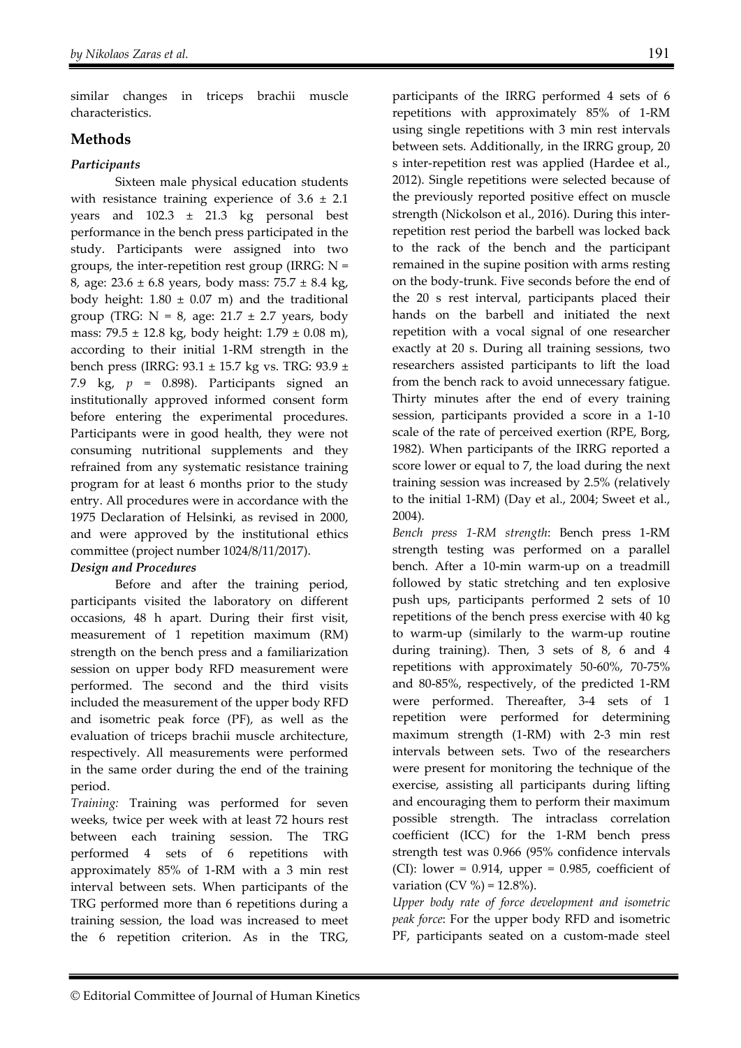similar changes in triceps brachii muscle characteristics.

## Methods

### *Participants*

Sixteen male physical education students with resistance training experience of 3.6 ± 2.1 years and 102.3 ± 21.3 kg personal best performance in the bench press participated in the study. Participants were assigned into two groups, the inter-repetition rest group (IRRG: N = 8, age: 23.6 ± 6.8 years, body mass: 75.7 ± 8.4 kg, body height: 1.80 ± 0.07 m) and the traditional group (TRG: N = 8, age: 21.7 ± 2.7 years, body mass: 79.5 ± 12.8 kg, body height: 1.79 ± 0.08 m), according to their initial 1-RM strength in the bench press (IRRG: 93.1 ± 15.7 kg vs. TRG: 93.9 ± 7.9 kg, $p$ = 0.898). Participants signed an institutionally approved informed consent form before entering the experimental procedures. Participants were in good health, they were not consuming nutritional supplements and they refrained from any systematic resistance training program for at least 6 months prior to the study entry. All procedures were in accordance with the 1975 Declaration of Helsinki, as revised in 2000, and were approved by the institutional ethics committee (project number 1024/8/11/2017).

### *Design and Procedures*

Before and after the training period, participants visited the laboratory on different occasions, 48 h apart. During their first visit, measurement of 1 repetition maximum (RM) strength on the bench press and a familiarization session on upper body RFD measurement were performed. The second and the third visits included the measurement of the upper body RFD and isometric peak force (PF), as well as the evaluation of triceps brachii muscle architecture, respectively. All measurements were performed in the same order during the end of the training period.

*Training:* Training was performed for seven weeks, twice per week with at least 72 hours rest between each training session. The TRG performed 4 sets of 6 repetitions with approximately 85% of 1-RM with a 3 min rest interval between sets. When participants of the TRG performed more than 6 repetitions during a training session, the load was increased to meet the 6 repetition criterion. As in the TRG, participants of the IRRG performed 4 sets of 6 repetitions with approximately 85% of 1-RM using single repetitions with 3 min rest intervals between sets. Additionally, in the IRRG group, 20 s inter-repetition rest was applied (Hardee et al., 2012). Single repetitions were selected because of the previously reported positive effect on muscle strength (Nickolson et al., 2016). During this inter-repetition rest period the barbell was locked back to the rack of the bench and the participant remained in the supine position with arms resting on the body-trunk. Five seconds before the end of the 20 s rest interval, participants placed their hands on the barbell and initiated the next repetition with a vocal signal of one researcher exactly at 20 s. During all training sessions, two researchers assisted participants to lift the load from the bench rack to avoid unnecessary fatigue. Thirty minutes after the end of every training session, participants provided a score in a 1-10 scale of the rate of perceived exertion (RPE, Borg, 1982). When participants of the IRRG reported a score lower or equal to 7, the load during the next training session was increased by 2.5% (relatively to the initial 1-RM) (Day et al., 2004; Sweet et al., 2004).

*Bench press 1-RM strength*: Bench press 1-RM strength testing was performed on a parallel bench. After a 10-min warm-up on a treadmill followed by static stretching and ten explosive push ups, participants performed 2 sets of 10 repetitions of the bench press exercise with 40 kg to warm-up (similarly to the warm-up routine during training). Then, 3 sets of 8, 6 and 4 repetitions with approximately 50-60%, 70-75% and 80-85%, respectively, of the predicted 1-RM were performed. Thereafter, 3-4 sets of 1 repetition were performed for determining maximum strength (1-RM) with 2-3 min rest intervals between sets. Two of the researchers were present for monitoring the technique of the exercise, assisting all participants during lifting and encouraging them to perform their maximum possible strength. The intraclass correlation coefficient (ICC) for the 1-RM bench press strength test was 0.966 (95% confidence intervals (CI): lower = 0.914, upper = 0.985, coefficient of variation (CV %) = 12.8%).

*Upper body rate of force development and isometric peak force*: For the upper body RFD and isometric PF, participants seated on a custom-made steel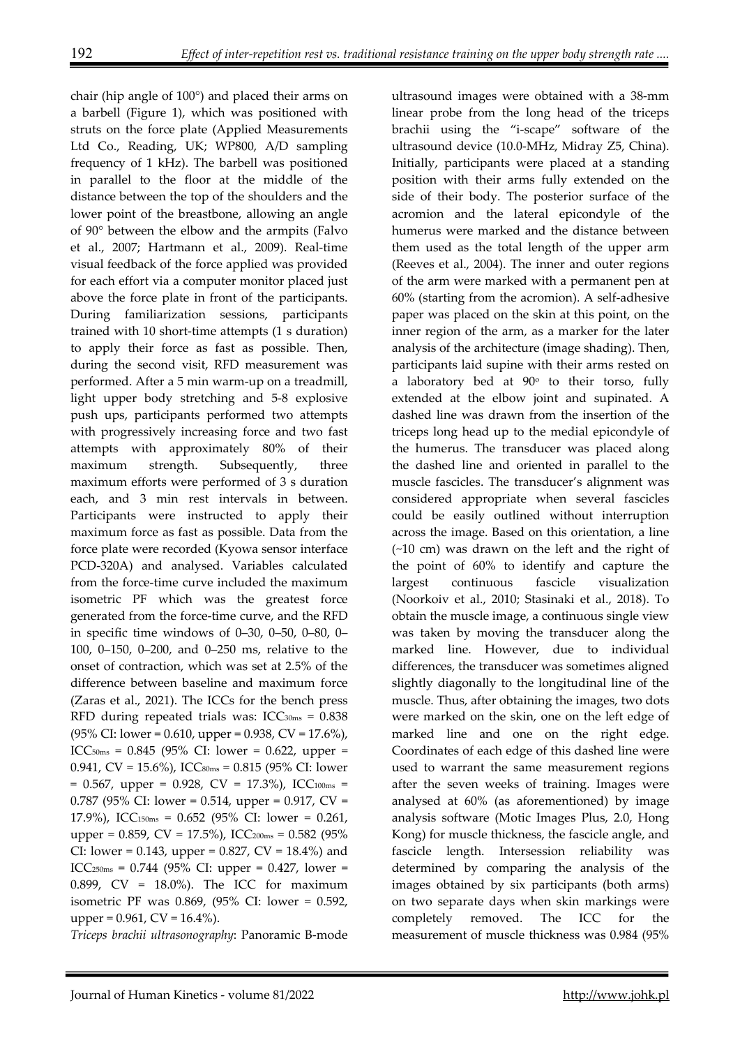chair (hip angle of 100°) and placed their arms on a barbell (Figure 1), which was positioned with struts on the force plate (Applied Measurements Ltd Co., Reading, UK; WP800, A/D sampling frequency of 1 kHz). The barbell was positioned in parallel to the floor at the middle of the distance between the top of the shoulders and the lower point of the breastbone, allowing an angle of 90° between the elbow and the armpits (Falvo et al., 2007; Hartmann et al., 2009). Real-time visual feedback of the force applied was provided for each effort via a computer monitor placed just above the force plate in front of the participants. During familiarization sessions, participants trained with 10 short-time attempts (1 s duration) to apply their force as fast as possible. Then, during the second visit, RFD measurement was performed. After a 5 min warm-up on a treadmill, light upper body stretching and 5-8 explosive push ups, participants performed two attempts with progressively increasing force and two fast attempts with approximately 80% of their maximum strength. Subsequently, three maximum efforts were performed of 3 s duration each, and 3 min rest intervals in between. Participants were instructed to apply their maximum force as fast as possible. Data from the force plate were recorded (Kyowa sensor interface PCD-320A) and analysed. Variables calculated from the force-time curve included the maximum isometric PF which was the greatest force generated from the force-time curve, and the RFD in specific time windows of 0–30, 0–50, 0–80, 0–100, 0–150, 0–200, and 0–250 ms, relative to the onset of contraction, which was set at 2.5% of the difference between baseline and maximum force (Zaras et al., 2021). The ICCs for the bench press RFD during repeated trials was: $ICC_{30ms}$ = 0.838 (95% CI: lower = 0.610, upper = 0.938, CV = 17.6%), $ICC_{50ms}$ = 0.845 (95% CI: lower = 0.622, upper = 0.941, CV = 15.6%), $ICC_{80ms}$ = 0.815 (95% CI: lower = 0.567, upper = 0.928, CV = 17.3%), $ICC_{100ms}$ = 0.787 (95% CI: lower = 0.514, upper = 0.917, CV = 17.9%), $ICC_{150ms}$ = 0.652 (95% CI: lower = 0.261, upper = 0.859, CV = 17.5%), $ICC_{200ms}$ = 0.582 (95% CI: lower = 0.143, upper = 0.827, CV = 18.4%) and $ICC_{250ms}$ = 0.744 (95% CI: upper = 0.427, lower = 0.899, CV = 18.0%). The ICC for maximum isometric PF was 0.869, (95% CI: lower = 0.592, upper = 0.961, CV = 16.4%).

*Triceps brachii ultrasonography*: Panoramic B-mode ultrasound images were obtained with a 38-mm linear probe from the long head of the triceps brachii using the "i-scape" software of the ultrasound device (10.0-MHz, Midray Z5, China). Initially, participants were placed at a standing position with their arms fully extended on the side of their body. The posterior surface of the acromion and the lateral epicondyle of the humerus were marked and the distance between them used as the total length of the upper arm (Reeves et al., 2004). The inner and outer regions of the arm were marked with a permanent pen at 60% (starting from the acromion). A self-adhesive paper was placed on the skin at this point, on the inner region of the arm, as a marker for the later analysis of the architecture (image shading). Then, participants laid supine with their arms rested on a laboratory bed at 90° to their torso, fully extended at the elbow joint and supinated. A dashed line was drawn from the insertion of the triceps long head up to the medial epicondyle of the humerus. The transducer was placed along the dashed line and oriented in parallel to the muscle fascicles. The transducer's alignment was considered appropriate when several fascicles could be easily outlined without interruption across the image. Based on this orientation, a line (~10 cm) was drawn on the left and the right of the point of 60% to identify and capture the largest continuous fascicle visualization (Noorkoiv et al., 2010; Stasinaki et al., 2018). To obtain the muscle image, a continuous single view was taken by moving the transducer along the marked line. However, due to individual differences, the transducer was sometimes aligned slightly diagonally to the longitudinal line of the muscle. Thus, after obtaining the images, two dots were marked on the skin, one on the left edge of marked line and one on the right edge. Coordinates of each edge of this dashed line were used to warrant the same measurement regions after the seven weeks of training. Images were analysed at 60% (as aforementioned) by image analysis software (Motic Images Plus, 2.0, Hong Kong) for muscle thickness, the fascicle angle, and fascicle length. Intersession reliability was determined by comparing the analysis of the images obtained by six participants (both arms) on two separate days when skin markings were completely removed. The ICC for the measurement of muscle thickness was 0.984 (95%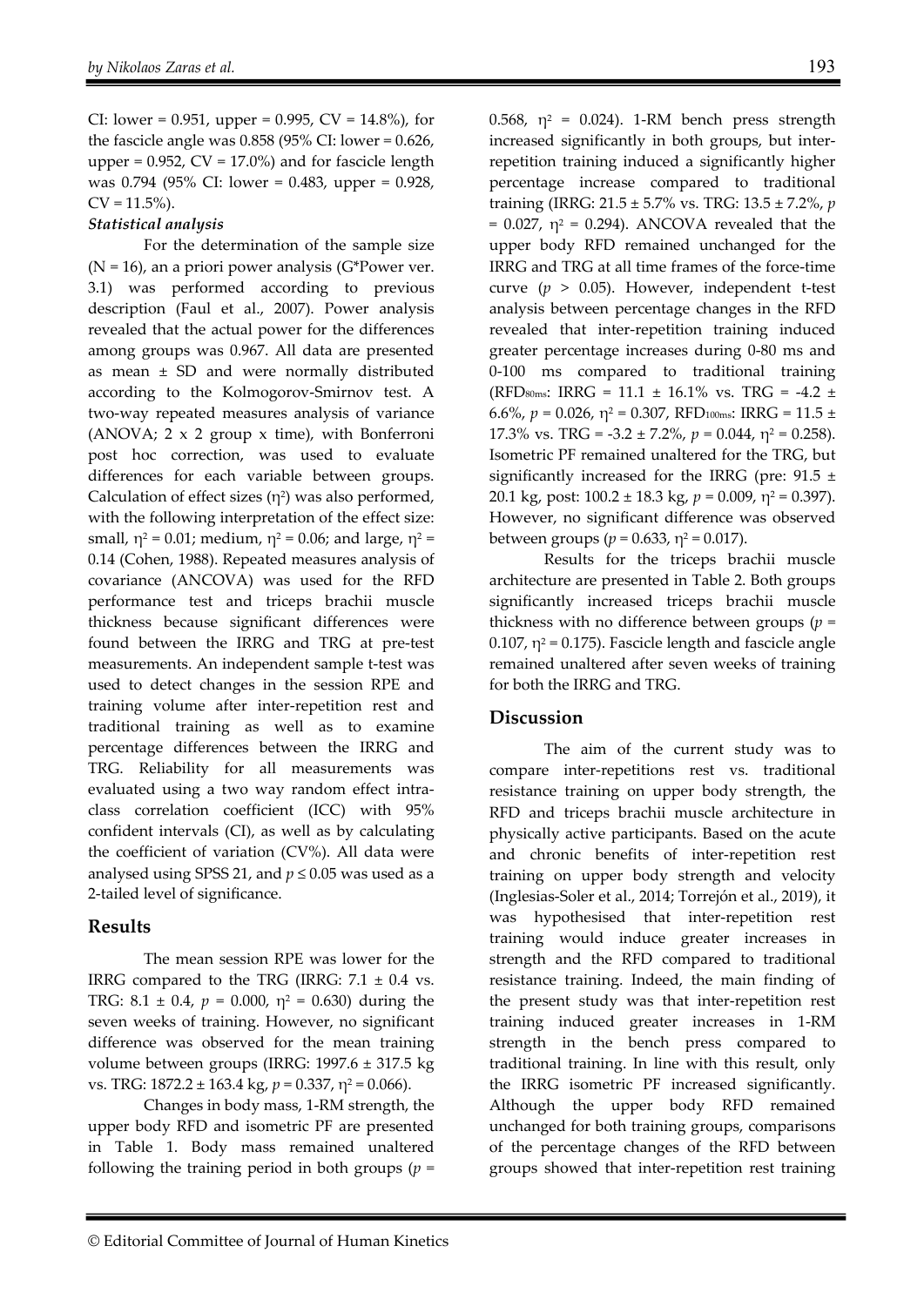CI: lower = 0.951, upper = 0.995, CV = 14.8%), for the fascicle angle was 0.858 (95% CI: lower = 0.626, upper = 0.952, CV = 17.0%) and for fascicle length was 0.794 (95% CI: lower = 0.483, upper = 0.928, CV = 11.5%).

***Statistical analysis***

For the determination of the sample size (N = 16), an a priori power analysis (G*Power ver. 3.1) was performed according to previous description (Faul et al., 2007). Power analysis revealed that the actual power for the differences among groups was 0.967. All data are presented as mean ± SD and were normally distributed according to the Kolmogorov-Smirnov test. A two-way repeated measures analysis of variance (ANOVA; 2 x 2 group x time), with Bonferroni post hoc correction, was used to evaluate differences for each variable between groups. Calculation of effect sizes ($\eta^2$) was also performed, with the following interpretation of the effect size: small, $\eta^2 = 0.01$; medium, $\eta^2 = 0.06$; and large, $\eta^2 = 0.14$ (Cohen, 1988). Repeated measures analysis of covariance (ANCOVA) was used for the RFD performance test and triceps brachii muscle thickness because significant differences were found between the IRRG and TRG at pre-test measurements. An independent sample t-test was used to detect changes in the session RPE and training volume after inter-repetition rest and traditional training as well as to examine percentage differences between the IRRG and TRG. Reliability for all measurements was evaluated using a two way random effect intra-class correlation coefficient (ICC) with 95% confident intervals (CI), as well as by calculating the coefficient of variation (CV%). All data were analysed using SPSS 21, and $p \leq 0.05$ was used as a 2-tailed level of significance.

## Results

The mean session RPE was lower for the IRRG compared to the TRG (IRRG: 7.1 ± 0.4 vs. TRG: 8.1 ± 0.4, $p = 0.000$, $\eta^2 = 0.630$) during the seven weeks of training. However, no significant difference was observed for the mean training volume between groups (IRRG: 1997.6 ± 317.5 kg vs. TRG: 1872.2 ± 163.4 kg, $p = 0.337$, $\eta^2 = 0.066$).

Changes in body mass, 1-RM strength, the upper body RFD and isometric PF are presented in Table 1. Body mass remained unaltered following the training period in both groups ($p = 0.568$, $\eta^2 = 0.024$). 1-RM bench press strength increased significantly in both groups, but inter-repetition training induced a significantly higher percentage increase compared to traditional training (IRRG: 21.5 ± 5.7% vs. TRG: 13.5 ± 7.2%, $p = 0.027$, $\eta^2 = 0.294$). ANCOVA revealed that the upper body RFD remained unchanged for the IRRG and TRG at all time frames of the force-time curve ($p > 0.05$). However, independent t-test analysis between percentage changes in the RFD revealed that inter-repetition training induced greater percentage increases during 0-80 ms and 0-100 ms compared to traditional training ($RFD_{80ms}$: IRRG = 11.1 ± 16.1% vs. TRG = -4.2 ± 6.6%, $p = 0.026$, $\eta^2 = 0.307$, $RFD_{100ms}$: IRRG = 11.5 ± 17.3% vs. TRG = -3.2 ± 7.2%, $p = 0.044$, $\eta^2 = 0.258$). Isometric PF remained unaltered for the TRG, but significantly increased for the IRRG (pre: 91.5 ± 20.1 kg, post: 100.2 ± 18.3 kg, $p = 0.009$, $\eta^2 = 0.397$). However, no significant difference was observed between groups ($p = 0.633$, $\eta^2 = 0.017$).

Results for the triceps brachii muscle architecture are presented in Table 2. Both groups significantly increased triceps brachii muscle thickness with no difference between groups ($p = 0.107$, $\eta^2 = 0.175$). Fascicle length and fascicle angle remained unaltered after seven weeks of training for both the IRRG and TRG.

## Discussion

The aim of the current study was to compare inter-repetitions rest vs. traditional resistance training on upper body strength, the RFD and triceps brachii muscle architecture in physically active participants. Based on the acute and chronic benefits of inter-repetition rest training on upper body strength and velocity (Inglesias-Soler et al., 2014; Torrejón et al., 2019), it was hypothesised that inter-repetition rest training would induce greater increases in strength and the RFD compared to traditional resistance training. Indeed, the main finding of the present study was that inter-repetition rest training induced greater increases in 1-RM strength in the bench press compared to traditional training. In line with this result, only the IRRG isometric PF increased significantly. Although the upper body RFD remained unchanged for both training groups, comparisons of the percentage changes of the RFD between groups showed that inter-repetition rest training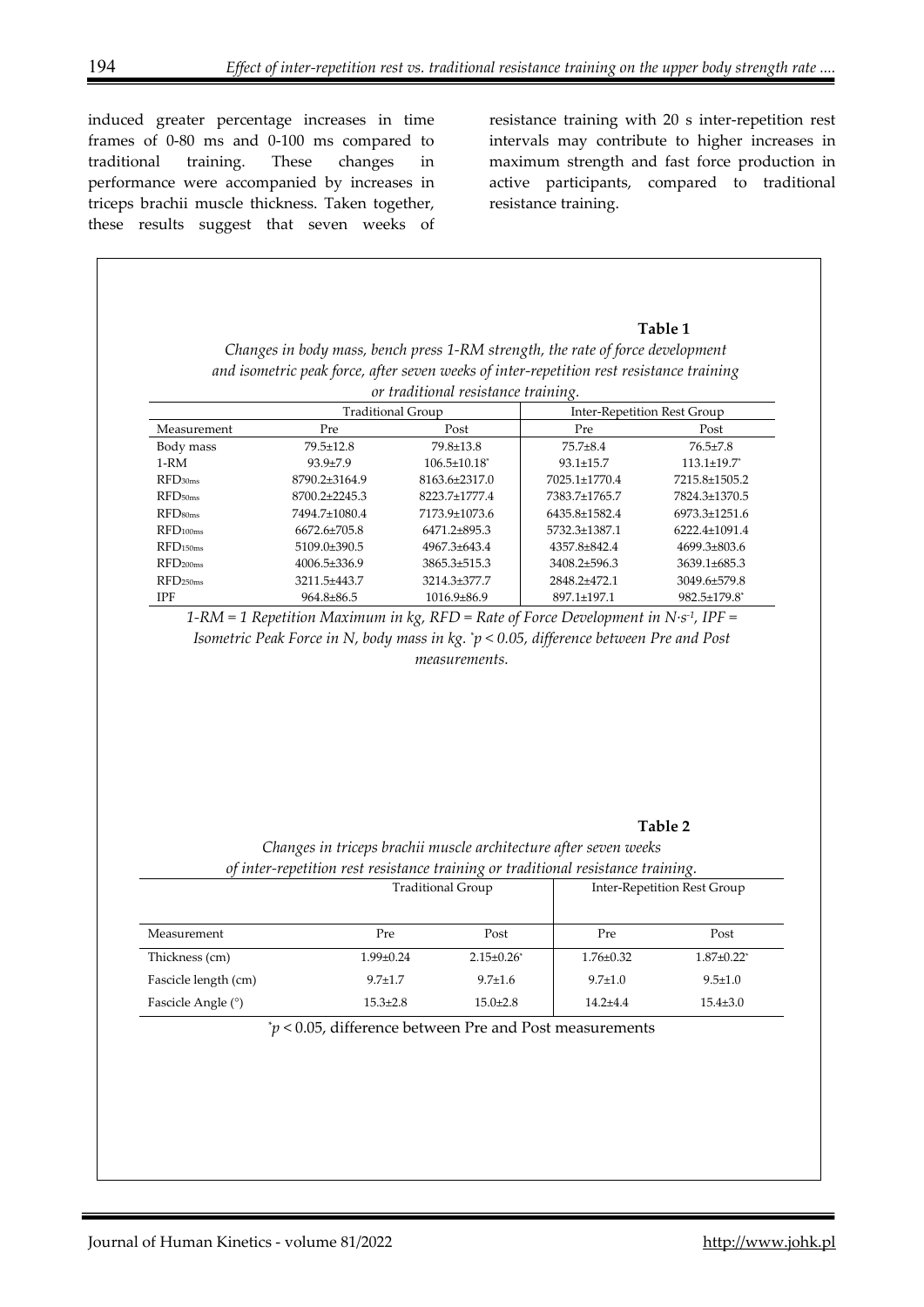induced greater percentage increases in time frames of 0-80 ms and 0-100 ms compared to traditional training. These changes in performance were accompanied by increases in triceps brachii muscle thickness. Taken together, these results suggest that seven weeks of resistance training with 20 s inter-repetition rest intervals may contribute to higher increases in maximum strength and fast force production in active participants, compared to traditional resistance training.

**Table 1**

*Changes in body mass, bench press 1-RM strength, the rate of force development and isometric peak force, after seven weeks of inter-repetition rest resistance training or traditional resistance training.*

| | Traditional Group | | Inter-Repetition Rest Group | |
|---|---|---|---|---|
| Measurement | Pre | Post | Pre | Post |
| Body mass | 79.5±12.8 | 79.8±13.8 | 75.7±8.4 | 76.5±7.8 |
| 1-RM | 93.9±7.9 | 106.5±10.18* | 93.1±15.7 | 113.1±19.7* |
| $RFD_{30ms}$ | 8790.2±3164.9 | 8163.6±2317.0 | 7025.1±1770.4 | 7215.8±1505.2 |
| $RFD_{50ms}$ | 8700.2±2245.3 | 8223.7±1777.4 | 7383.7±1765.7 | 7824.3±1370.5 |
| $RFD_{80ms}$ | 7494.7±1080.4 | 7173.9±1073.6 | 6435.8±1582.4 | 6973.3±1251.6 |
| $RFD_{100ms}$ | 6672.6±705.8 | 6471.2±895.3 | 5732.3±1387.1 | 6222.4±1091.4 |
| $RFD_{150ms}$ | 5109.0±390.5 | 4967.3±643.4 | 4357.8±842.4 | 4699.3±803.6 |
| $RFD_{200ms}$ | 4006.5±336.9 | 3865.3±515.3 | 3408.2±596.3 | 3639.1±685.3 |
| $RFD_{250ms}$ | 3211.5±443.7 | 3214.3±377.7 | 2848.2±472.1 | 3049.6±579.8 |
| IPF | 964.8±86.5 | 1016.9±86.9 | 897.1±197.1 | 982.5±179.8* |

*1-RM = 1 Repetition Maximum in kg, RFD = Rate of Force Development in $N \cdot s^{-1}$, IPF = Isometric Peak Force in N, body mass in kg. \*$p < 0.05$, difference between Pre and Post measurements.*

**Table 2**

*Changes in triceps brachii muscle architecture after seven weeks of inter-repetition rest resistance training or traditional resistance training.*

| | Traditional Group | | Inter-Repetition Rest Group | |
|---|---|---|---|---|
| Measurement | Pre | Post | Pre | Post |
| Thickness (cm) | 1.99±0.24 | 2.15±0.26* | 1.76±0.32 | 1.87±0.22* |
| Fascicle length (cm) | 9.7±1.7 | 9.7±1.6 | 9.7±1.0 | 9.5±1.0 |
| Fascicle Angle (°) | 15.3±2.8 | 15.0±2.8 | 14.2±4.4 | 15.4±3.0 |

\*$p < 0.05$, difference between Pre and Post measurements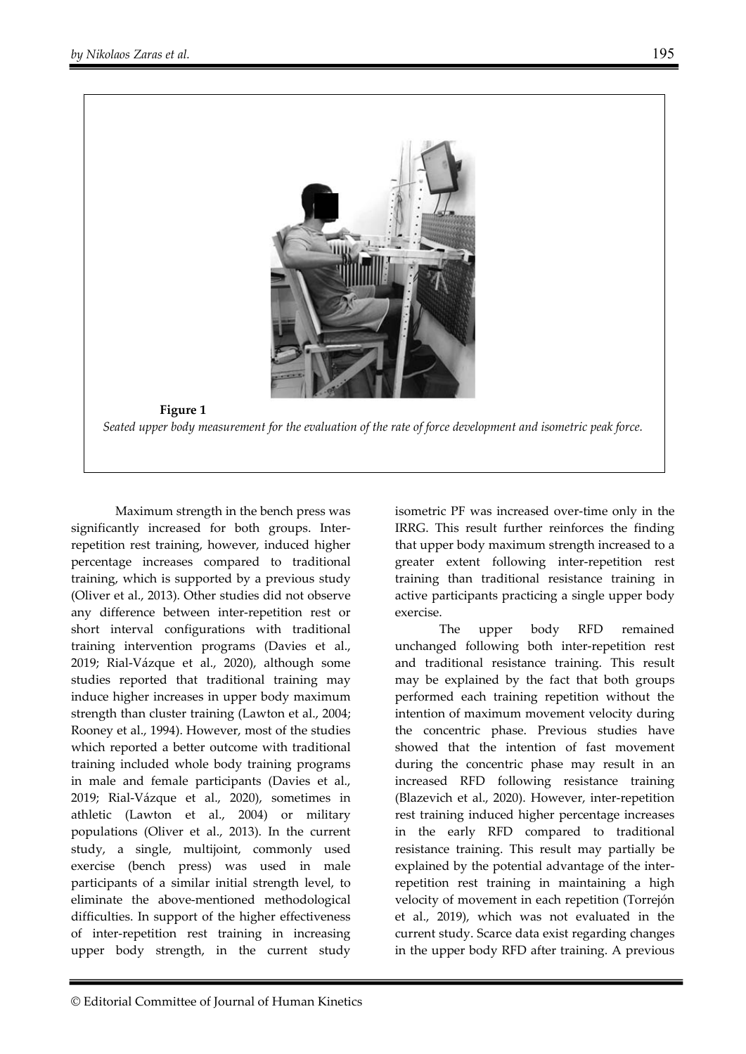**Figure 1**

*Seated upper body measurement for the evaluation of the rate of force development and isometric peak force.*

Maximum strength in the bench press was significantly increased for both groups. Inter-repetition rest training, however, induced higher percentage increases compared to traditional training, which is supported by a previous study (Oliver et al., 2013). Other studies did not observe any difference between inter-repetition rest or short interval configurations with traditional training intervention programs (Davies et al., 2019; Rial-Vázque et al., 2020), although some studies reported that traditional training may induce higher increases in upper body maximum strength than cluster training (Lawton et al., 2004; Rooney et al., 1994). However, most of the studies which reported a better outcome with traditional training included whole body training programs in male and female participants (Davies et al., 2019; Rial-Vázque et al., 2020), sometimes in athletic (Lawton et al., 2004) or military populations (Oliver et al., 2013). In the current study, a single, multijoint, commonly used exercise (bench press) was used in male participants of a similar initial strength level, to eliminate the above-mentioned methodological difficulties. In support of the higher effectiveness of inter-repetition rest training in increasing upper body strength, in the current study isometric PF was increased over-time only in the IRRG. This result further reinforces the finding that upper body maximum strength increased to a greater extent following inter-repetition rest training than traditional resistance training in active participants practicing a single upper body exercise.

The upper body RFD remained unchanged following both inter-repetition rest and traditional resistance training. This result may be explained by the fact that both groups performed each training repetition without the intention of maximum movement velocity during the concentric phase. Previous studies have showed that the intention of fast movement during the concentric phase may result in an increased RFD following resistance training (Blazevich et al., 2020). However, inter-repetition rest training induced higher percentage increases in the early RFD compared to traditional resistance training. This result may partially be explained by the potential advantage of the inter-repetition rest training in maintaining a high velocity of movement in each repetition (Torrejón et al., 2019), which was not evaluated in the current study. Scarce data exist regarding changes in the upper body RFD after training. A previous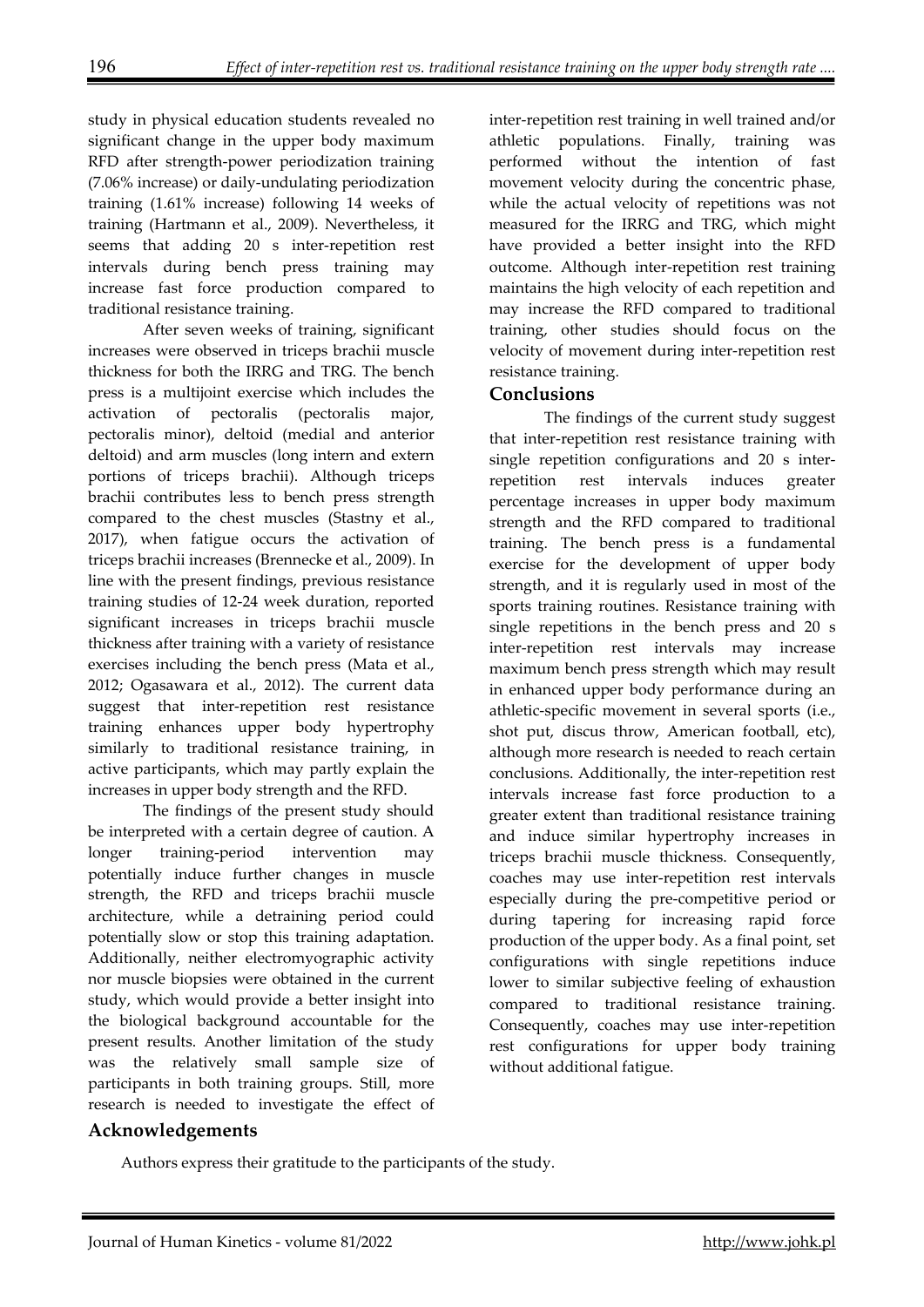study in physical education students revealed no significant change in the upper body maximum RFD after strength-power periodization training (7.06% increase) or daily-undulating periodization training (1.61% increase) following 14 weeks of training (Hartmann et al., 2009). Nevertheless, it seems that adding 20 s inter-repetition rest intervals during bench press training may increase fast force production compared to traditional resistance training.

After seven weeks of training, significant increases were observed in triceps brachii muscle thickness for both the IRRG and TRG. The bench press is a multijoint exercise which includes the activation of pectoralis (pectoralis major, pectoralis minor), deltoid (medial and anterior deltoid) and arm muscles (long intern and extern portions of triceps brachii). Although triceps brachii contributes less to bench press strength compared to the chest muscles (Stastny et al., 2017), when fatigue occurs the activation of triceps brachii increases (Brennecke et al., 2009). In line with the present findings, previous resistance training studies of 12-24 week duration, reported significant increases in triceps brachii muscle thickness after training with a variety of resistance exercises including the bench press (Mata et al., 2012; Ogasawara et al., 2012). The current data suggest that inter-repetition rest resistance training enhances upper body hypertrophy similarly to traditional resistance training, in active participants, which may partly explain the increases in upper body strength and the RFD.

The findings of the present study should be interpreted with a certain degree of caution. A longer training-period intervention may potentially induce further changes in muscle strength, the RFD and triceps brachii muscle architecture, while a detraining period could potentially slow or stop this training adaptation. Additionally, neither electromyographic activity nor muscle biopsies were obtained in the current study, which would provide a better insight into the biological background accountable for the present results. Another limitation of the study was the relatively small sample size of participants in both training groups. Still, more research is needed to investigate the effect of inter-repetition rest training in well trained and/or athletic populations. Finally, training was performed without the intention of fast movement velocity during the concentric phase, while the actual velocity of repetitions was not measured for the IRRG and TRG, which might have provided a better insight into the RFD outcome. Although inter-repetition rest training maintains the high velocity of each repetition and may increase the RFD compared to traditional training, other studies should focus on the velocity of movement during inter-repetition rest resistance training.

## Conclusions

The findings of the current study suggest that inter-repetition rest resistance training with single repetition configurations and 20 s inter-repetition rest intervals induces greater percentage increases in upper body maximum strength and the RFD compared to traditional training. The bench press is a fundamental exercise for the development of upper body strength, and it is regularly used in most of the sports training routines. Resistance training with single repetitions in the bench press and 20 s inter-repetition rest intervals may increase maximum bench press strength which may result in enhanced upper body performance during an athletic-specific movement in several sports (i.e., shot put, discus throw, American football, etc), although more research is needed to reach certain conclusions. Additionally, the inter-repetition rest intervals increase fast force production to a greater extent than traditional resistance training and induce similar hypertrophy increases in triceps brachii muscle thickness. Consequently, coaches may use inter-repetition rest intervals especially during the pre-competitive period or during tapering for increasing rapid force production of the upper body. As a final point, set configurations with single repetitions induce lower to similar subjective feeling of exhaustion compared to traditional resistance training. Consequently, coaches may use inter-repetition rest configurations for upper body training without additional fatigue.

## Acknowledgements

Authors express their gratitude to the participants of the study.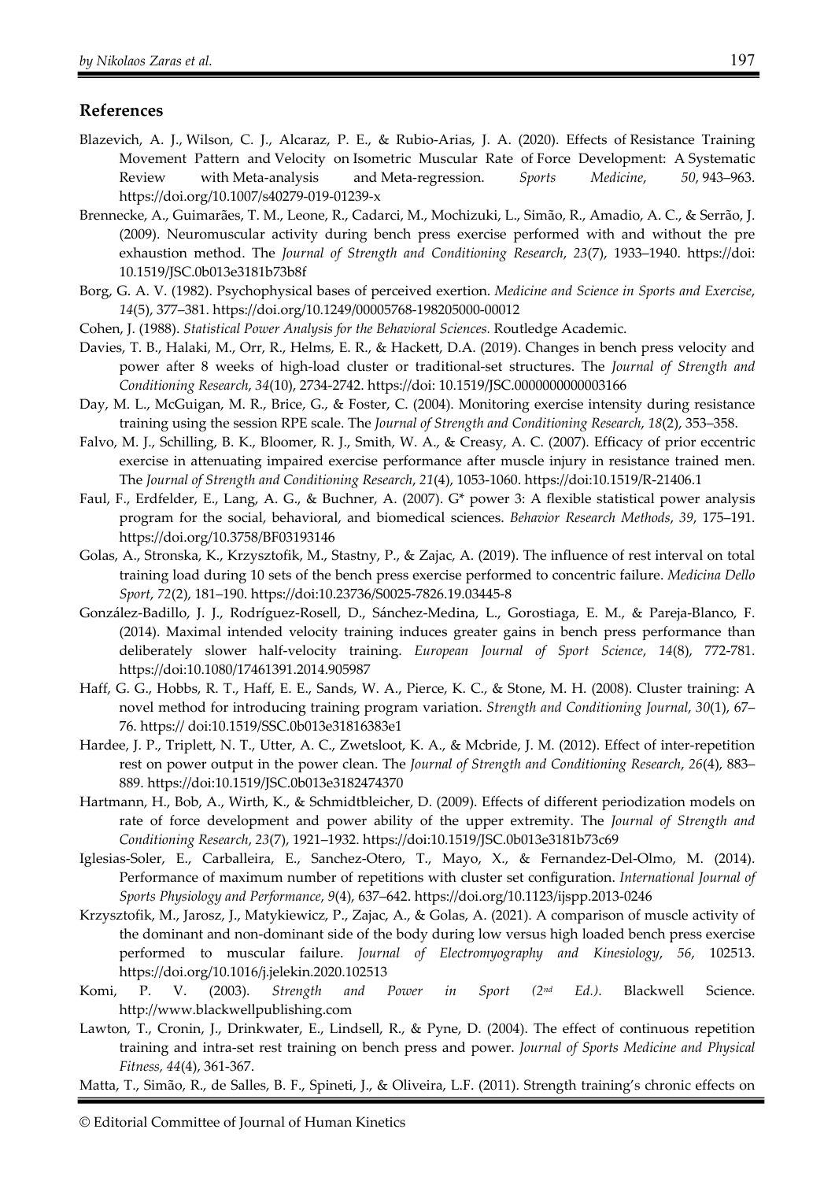## References

Blazevich, A. J., Wilson, C. J., Alcaraz, P. E., & Rubio-Arias, J. A. (2020). Effects of Resistance Training Movement Pattern and Velocity on Isometric Muscular Rate of Force Development: A Systematic Review with Meta-analysis and Meta-regression. *Sports Medicine*, *50*, 943–963. https://doi.org/10.1007/s40279-019-01239-x

Brennecke, A., Guimarães, T. M., Leone, R., Cadarci, M., Mochizuki, L., Simão, R., Amadio, A. C., & Serrão, J. (2009). Neuromuscular activity during bench press exercise performed with and without the pre exhaustion method. The *Journal of Strength and Conditioning Research*, *23*(7), 1933–1940. https://doi: 10.1519/JSC.0b013e3181b73b8f

Borg, G. A. V. (1982). Psychophysical bases of perceived exertion. *Medicine and Science in Sports and Exercise*, *14*(5), 377–381. https://doi.org/10.1249/00005768-198205000-00012

Cohen, J. (1988). *Statistical Power Analysis for the Behavioral Sciences.* Routledge Academic.

Davies, T. B., Halaki, M., Orr, R., Helms, E. R., & Hackett, D.A. (2019). Changes in bench press velocity and power after 8 weeks of high-load cluster or traditional-set structures. The *Journal of Strength and Conditioning Research*, *34*(10), 2734-2742. https://doi: 10.1519/JSC.0000000000003166

Day, M. L., McGuigan, M. R., Brice, G., & Foster, C. (2004). Monitoring exercise intensity during resistance training using the session RPE scale. The *Journal of Strength and Conditioning Research*, *18*(2), 353–358.

Falvo, M. J., Schilling, B. K., Bloomer, R. J., Smith, W. A., & Creasy, A. C. (2007). Efficacy of prior eccentric exercise in attenuating impaired exercise performance after muscle injury in resistance trained men. The *Journal of Strength and Conditioning Research*, *21*(4), 1053-1060. https://doi:10.1519/R-21406.1

Faul, F., Erdfelder, E., Lang, A. G., & Buchner, A. (2007). G* power 3: A flexible statistical power analysis program for the social, behavioral, and biomedical sciences. *Behavior Research Methods*, *39*, 175–191. https://doi.org/10.3758/BF03193146

Golas, A., Stronska, K., Krzysztofik, M., Stastny, P., & Zajac, A. (2019). The influence of rest interval on total training load during 10 sets of the bench press exercise performed to concentric failure. *Medicina Dello Sport*, *72*(2), 181–190. https://doi:10.23736/S0025-7826.19.03445-8

González-Badillo, J. J., Rodríguez-Rosell, D., Sánchez-Medina, L., Gorostiaga, E. M., & Pareja-Blanco, F. (2014). Maximal intended velocity training induces greater gains in bench press performance than deliberately slower half-velocity training. *European Journal of Sport Science*, *14*(8), 772-781. https://doi:10.1080/17461391.2014.905987

Haff, G. G., Hobbs, R. T., Haff, E. E., Sands, W. A., Pierce, K. C., & Stone, M. H. (2008). Cluster training: A novel method for introducing training program variation. *Strength and Conditioning Journal*, *30*(1), 67–76. https:// doi:10.1519/SSC.0b013e31816383e1

Hardee, J. P., Triplett, N. T., Utter, A. C., Zwetsloot, K. A., & Mcbride, J. M. (2012). Effect of inter-repetition rest on power output in the power clean. The *Journal of Strength and Conditioning Research*, *26*(4), 883–889. https://doi:10.1519/JSC.0b013e3182474370

Hartmann, H., Bob, A., Wirth, K., & Schmidtbleicher, D. (2009). Effects of different periodization models on rate of force development and power ability of the upper extremity. The *Journal of Strength and Conditioning Research*, *23*(7), 1921–1932. https://doi:10.1519/JSC.0b013e3181b73c69

Iglesias-Soler, E., Carballeira, E., Sanchez-Otero, T., Mayo, X., & Fernandez-Del-Olmo, M. (2014). Performance of maximum number of repetitions with cluster set configuration. *International Journal of Sports Physiology and Performance*, *9*(4), 637–642. https://doi.org/10.1123/ijspp.2013-0246

Krzysztofik, M., Jarosz, J., Matykiewicz, P., Zajac, A., & Golas, A. (2021). A comparison of muscle activity of the dominant and non-dominant side of the body during low versus high loaded bench press exercise performed to muscular failure. *Journal of Electromyography and Kinesiology*, *56*, 102513. https://doi.org/10.1016/j.jelekin.2020.102513

Komi, P. V. (2003). *Strength and Power in Sport (2nd Ed.)*. Blackwell Science. http://www.blackwellpublishing.com

Lawton, T., Cronin, J., Drinkwater, E., Lindsell, R., & Pyne, D. (2004). The effect of continuous repetition training and intra-set rest training on bench press and power. *Journal of Sports Medicine and Physical Fitness*, *44*(4), 361-367.

Matta, T., Simão, R., de Salles, B. F., Spineti, J., & Oliveira, L.F. (2011). Strength training's chronic effects on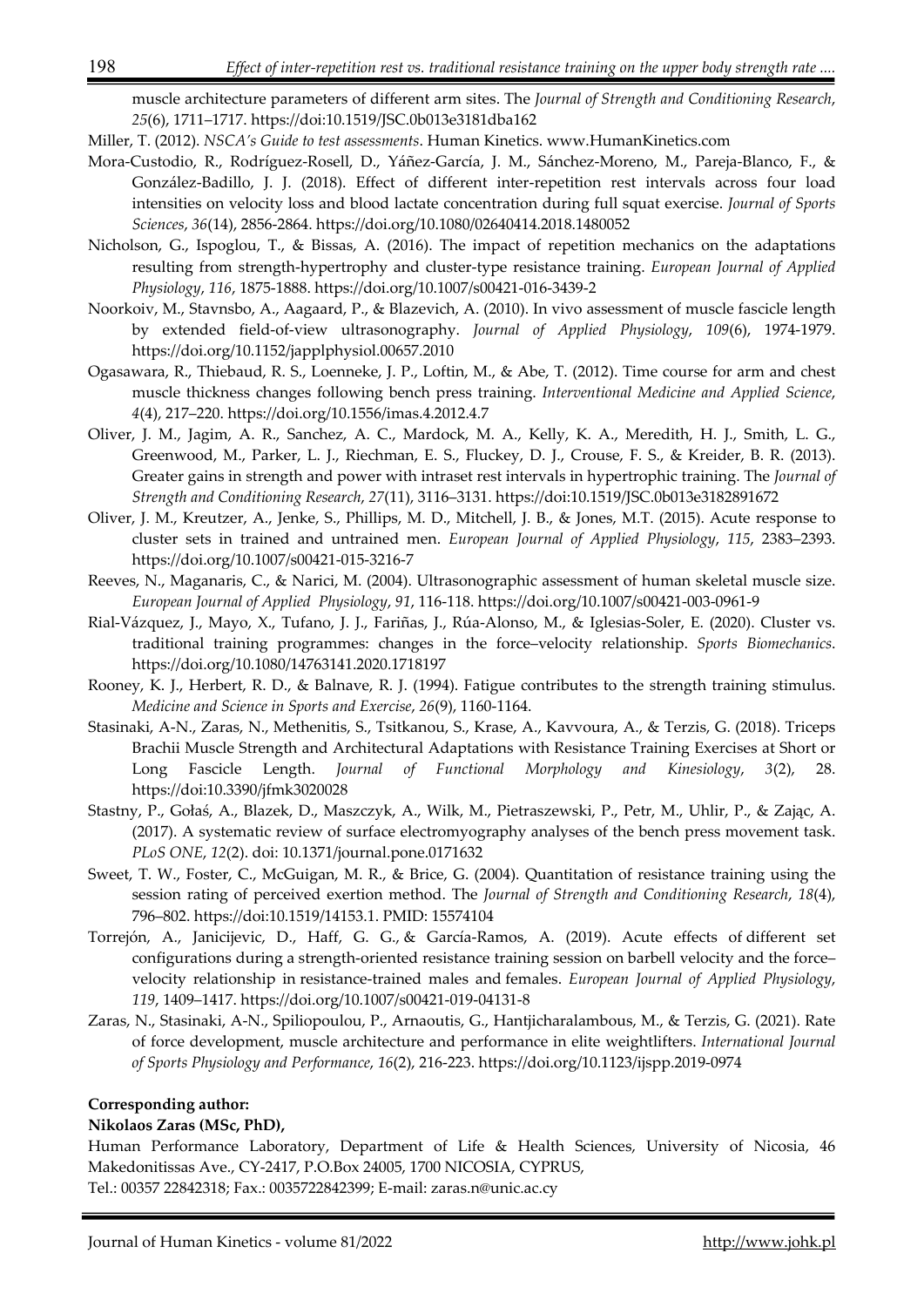muscle architecture parameters of different arm sites. The *Journal of Strength and Conditioning Research*, *25*(6), 1711–1717. https://doi:10.1519/JSC.0b013e3181dba162

Miller, T. (2012). *NSCA's Guide to test assessments*. Human Kinetics. www.HumanKinetics.com

Mora-Custodio, R., Rodríguez-Rosell, D., Yáñez-García, J. M., Sánchez-Moreno, M., Pareja-Blanco, F., & González-Badillo, J. J. (2018). Effect of different inter-repetition rest intervals across four load intensities on velocity loss and blood lactate concentration during full squat exercise. *Journal of Sports Sciences*, *36*(14), 2856-2864. https://doi.org/10.1080/02640414.2018.1480052

Nicholson, G., Ispoglou, T., & Bissas, A. (2016). The impact of repetition mechanics on the adaptations resulting from strength-hypertrophy and cluster-type resistance training. *European Journal of Applied Physiology*, *116*, 1875-1888. https://doi.org/10.1007/s00421-016-3439-2

Noorkoiv, M., Stavnsbo, A., Aagaard, P., & Blazevich, A. (2010). In vivo assessment of muscle fascicle length by extended field-of-view ultrasonography. *Journal of Applied Physiology*, *109*(6), 1974-1979. https://doi.org/10.1152/japplphysiol.00657.2010

Ogasawara, R., Thiebaud, R. S., Loenneke, J. P., Loftin, M., & Abe, T. (2012). Time course for arm and chest muscle thickness changes following bench press training. *Interventional Medicine and Applied Science*, *4*(4), 217–220. https://doi.org/10.1556/imas.4.2012.4.7

Oliver, J. M., Jagim, A. R., Sanchez, A. C., Mardock, M. A., Kelly, K. A., Meredith, H. J., Smith, L. G., Greenwood, M., Parker, L. J., Riechman, E. S., Fluckey, D. J., Crouse, F. S., & Kreider, B. R. (2013). Greater gains in strength and power with intraset rest intervals in hypertrophic training. The *Journal of Strength and Conditioning Research*, *27*(11), 3116–3131. https://doi:10.1519/JSC.0b013e3182891672

Oliver, J. M., Kreutzer, A., Jenke, S., Phillips, M. D., Mitchell, J. B., & Jones, M.T. (2015). Acute response to cluster sets in trained and untrained men. *European Journal of Applied Physiology*, *115*, 2383–2393. https://doi.org/10.1007/s00421-015-3216-7

Reeves, N., Maganaris, C., & Narici, M. (2004). Ultrasonographic assessment of human skeletal muscle size. *European Journal of Applied Physiology*, *91*, 116-118. https://doi.org/10.1007/s00421-003-0961-9

Rial-Vázquez, J., Mayo, X., Tufano, J. J., Fariñas, J., Rúa-Alonso, M., & Iglesias-Soler, E. (2020). Cluster vs. traditional training programmes: changes in the force–velocity relationship. *Sports Biomechanics*. https://doi.org/10.1080/14763141.2020.1718197

Rooney, K. J., Herbert, R. D., & Balnave, R. J. (1994). Fatigue contributes to the strength training stimulus. *Medicine and Science in Sports and Exercise*, *26*(9), 1160-1164.

Stasinaki, A-N., Zaras, N., Methenitis, S., Tsitkanou, S., Krase, A., Kavvoura, A., & Terzis, G. (2018). Triceps Brachii Muscle Strength and Architectural Adaptations with Resistance Training Exercises at Short or Long Fascicle Length. *Journal of Functional Morphology and Kinesiology*, *3*(2), 28. https://doi:10.3390/jfmk3020028

Stastny, P., Gołaś, A., Blazek, D., Maszczyk, A., Wilk, M., Pietraszewski, P., Petr, M., Uhlir, P., & Zając, A. (2017). A systematic review of surface electromyography analyses of the bench press movement task. *PLoS ONE*, *12*(2). doi: 10.1371/journal.pone.0171632

Sweet, T. W., Foster, C., McGuigan, M. R., & Brice, G. (2004). Quantitation of resistance training using the session rating of perceived exertion method. The *Journal of Strength and Conditioning Research*, *18*(4), 796–802. https://doi:10.1519/14153.1. PMID: 15574104

Torrejón, A., Janicijevic, D., Haff, G. G., & García-Ramos, A. (2019). Acute effects of different set configurations during a strength-oriented resistance training session on barbell velocity and the force–velocity relationship in resistance-trained males and females. *European Journal of Applied Physiology*, *119*, 1409–1417. https://doi.org/10.1007/s00421-019-04131-8

Zaras, N., Stasinaki, A-N., Spiliopoulou, P., Arnaoutis, G., Hantjicharalambous, M., & Terzis, G. (2021). Rate of force development, muscle architecture and performance in elite weightlifters. *International Journal of Sports Physiology and Performance*, *16*(2), 216-223. https://doi.org/10.1123/ijspp.2019-0974

**Corresponding author:**

**Nikolaos Zaras (MSc, PhD),**

Human Performance Laboratory, Department of Life & Health Sciences, University of Nicosia, 46 Makedonitissas Ave., CY-2417, P.O.Box 24005, 1700 NICOSIA, CYPRUS,

Tel.: 00357 22842318; Fax.: 0035722842399; E-mail: zaras.n@unic.ac.cy